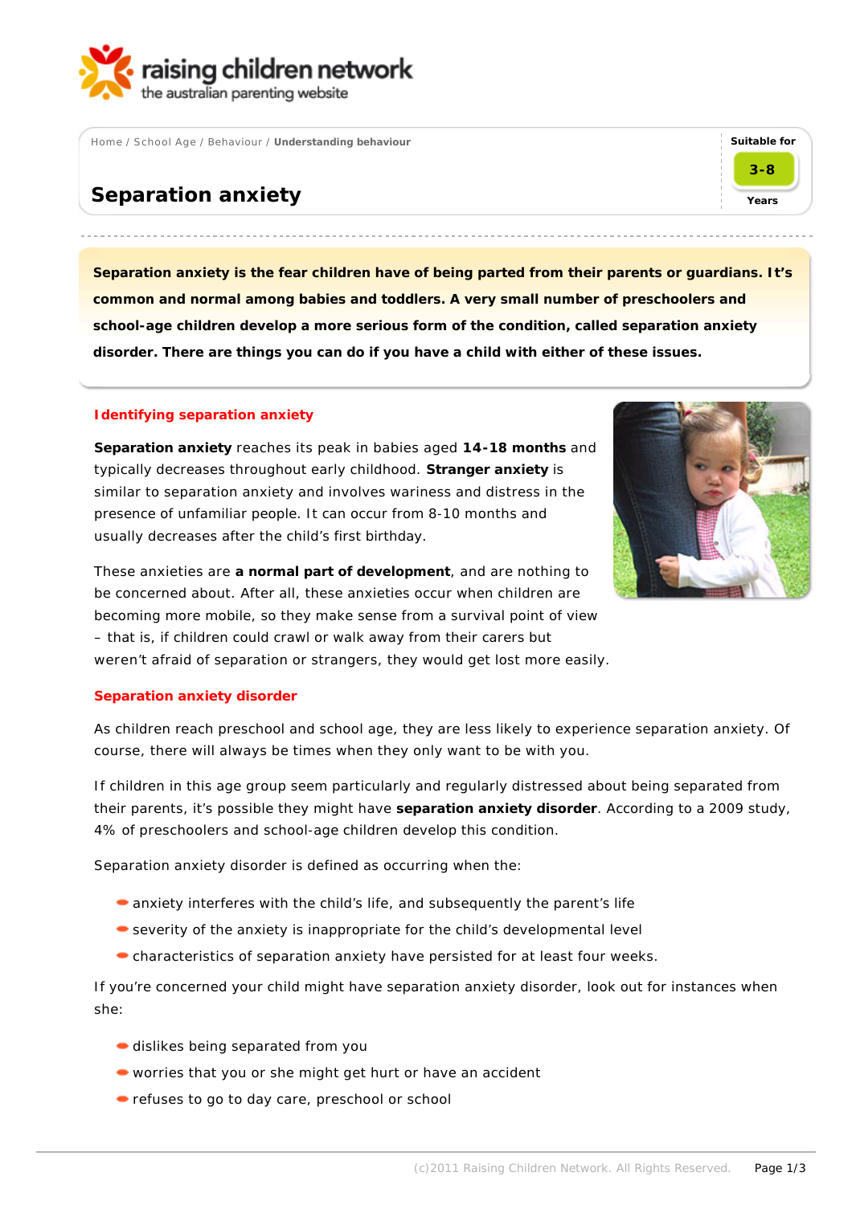Home / School Age / Behaviour / **Understanding behaviour**

Suitable for **3-8** Years

# Separation anxiety

**Separation anxiety is the fear children have of being parted from their parents or guardians. It's common and normal among babies and toddlers. A very small number of preschoolers and school-age children develop a more serious form of the condition, called separation anxiety disorder. There are things you can do if you have a child with either of these issues.**

## Identifying separation anxiety

**Separation anxiety** reaches its peak in babies aged **14-18 months** and typically decreases throughout early childhood. **Stranger anxiety** is similar to separation anxiety and involves wariness and distress in the presence of unfamiliar people. It can occur from 8-10 months and usually decreases after the child's first birthday.

These anxieties are **a normal part of development**, and are nothing to be concerned about. After all, these anxieties occur when children are becoming more mobile, so they make sense from a survival point of view – that is, if children could crawl or walk away from their carers but weren't afraid of separation or strangers, they would get lost more easily.

## Separation anxiety disorder

As children reach preschool and school age, they are less likely to experience separation anxiety. Of course, there will always be times when they only want to be with you.

If children in this age group seem particularly and regularly distressed about being separated from their parents, it's possible they might have **separation anxiety disorder**. According to a 2009 study, 4% of preschoolers and school-age children develop this condition.

Separation anxiety disorder is defined as occurring when the:

- anxiety interferes with the child's life, and subsequently the parent's life
- severity of the anxiety is inappropriate for the child's developmental level
- characteristics of separation anxiety have persisted for at least four weeks.

If you're concerned your child might have separation anxiety disorder, look out for instances when she:

- dislikes being separated from you
- worries that you or she might get hurt or have an accident
- refuses to go to day care, preschool or school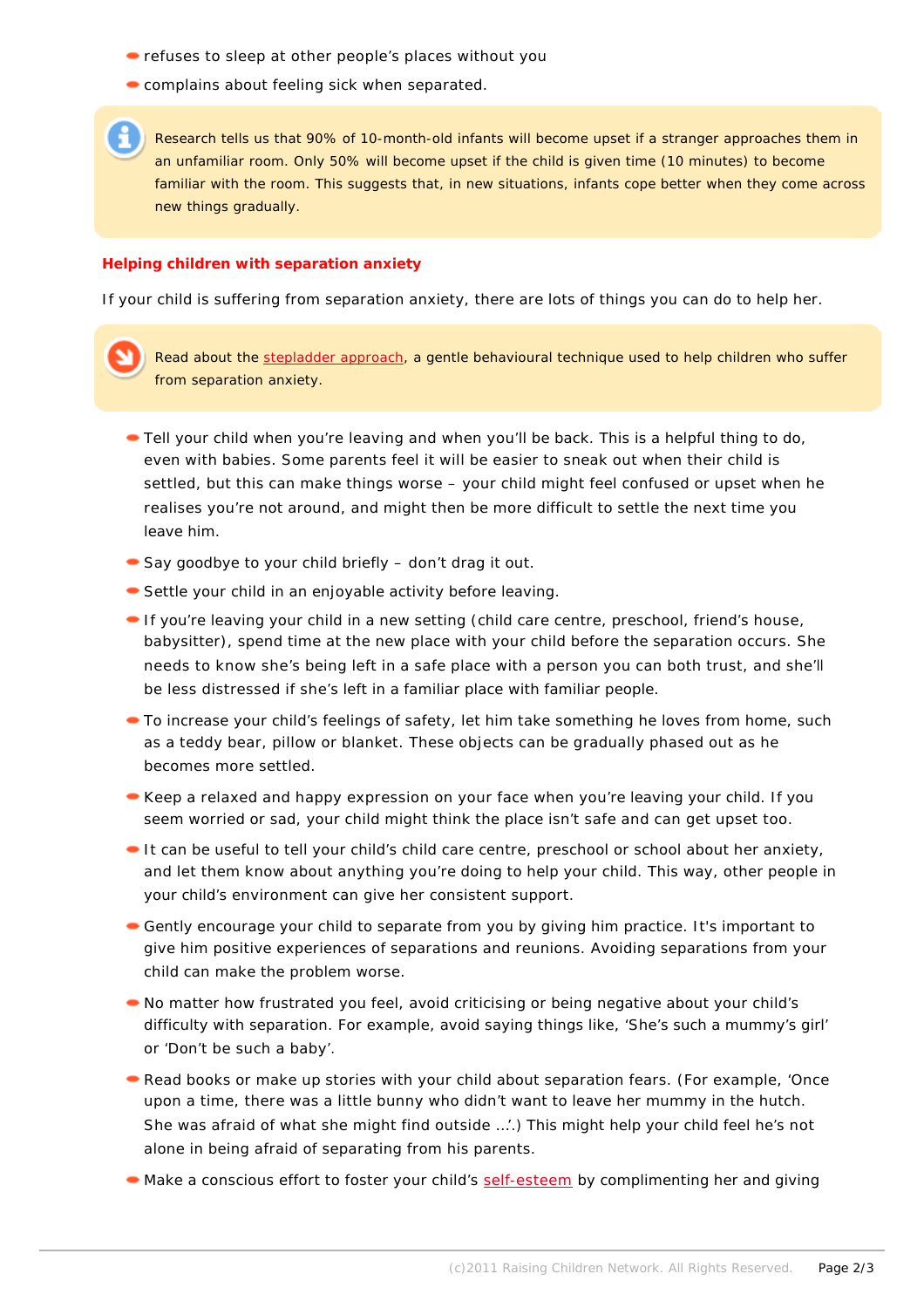- refuses to sleep at other people's places without you
- complains about feeling sick when separated.

> Research tells us that 90% of 10-month-old infants will become upset if a stranger approaches them in an unfamiliar room. Only 50% will become upset if the child is given time (10 minutes) to become familiar with the room. This suggests that, in new situations, infants cope better when they come across new things gradually.

## Helping children with separation anxiety

If your child is suffering from separation anxiety, there are lots of things you can do to help her.

> Read about the stepladder approach, a gentle behavioural technique used to help children who suffer from separation anxiety.

- Tell your child when you're leaving and when you'll be back. This is a helpful thing to do, even with babies. Some parents feel it will be easier to sneak out when their child is settled, but this can make things worse – your child might feel confused or upset when he realises you're not around, and might then be more difficult to settle the next time you leave him.
- Say goodbye to your child briefly – don't drag it out.
- Settle your child in an enjoyable activity before leaving.
- If you're leaving your child in a new setting (child care centre, preschool, friend's house, babysitter), spend time at the new place with your child before the separation occurs. She needs to know she's being left in a safe place with a person you can both trust, and she'll be less distressed if she's left in a familiar place with familiar people.
- To increase your child's feelings of safety, let him take something he loves from home, such as a teddy bear, pillow or blanket. These objects can be gradually phased out as he becomes more settled.
- Keep a relaxed and happy expression on your face when you're leaving your child. If you seem worried or sad, your child might think the place isn't safe and can get upset too.
- It can be useful to tell your child's child care centre, preschool or school about her anxiety, and let them know about anything you're doing to help your child. This way, other people in your child's environment can give her consistent support.
- Gently encourage your child to separate from you by giving him practice. It's important to give him positive experiences of separations and reunions. Avoiding separations from your child can make the problem worse.
- No matter how frustrated you feel, avoid criticising or being negative about your child's difficulty with separation. For example, avoid saying things like, 'She's such a mummy's girl' or 'Don't be such a baby'.
- Read books or make up stories with your child about separation fears. (For example, 'Once upon a time, there was a little bunny who didn't want to leave her mummy in the hutch. She was afraid of what she might find outside …'.) This might help your child feel he's not alone in being afraid of separating from his parents.
- Make a conscious effort to foster your child's self-esteem by complimenting her and giving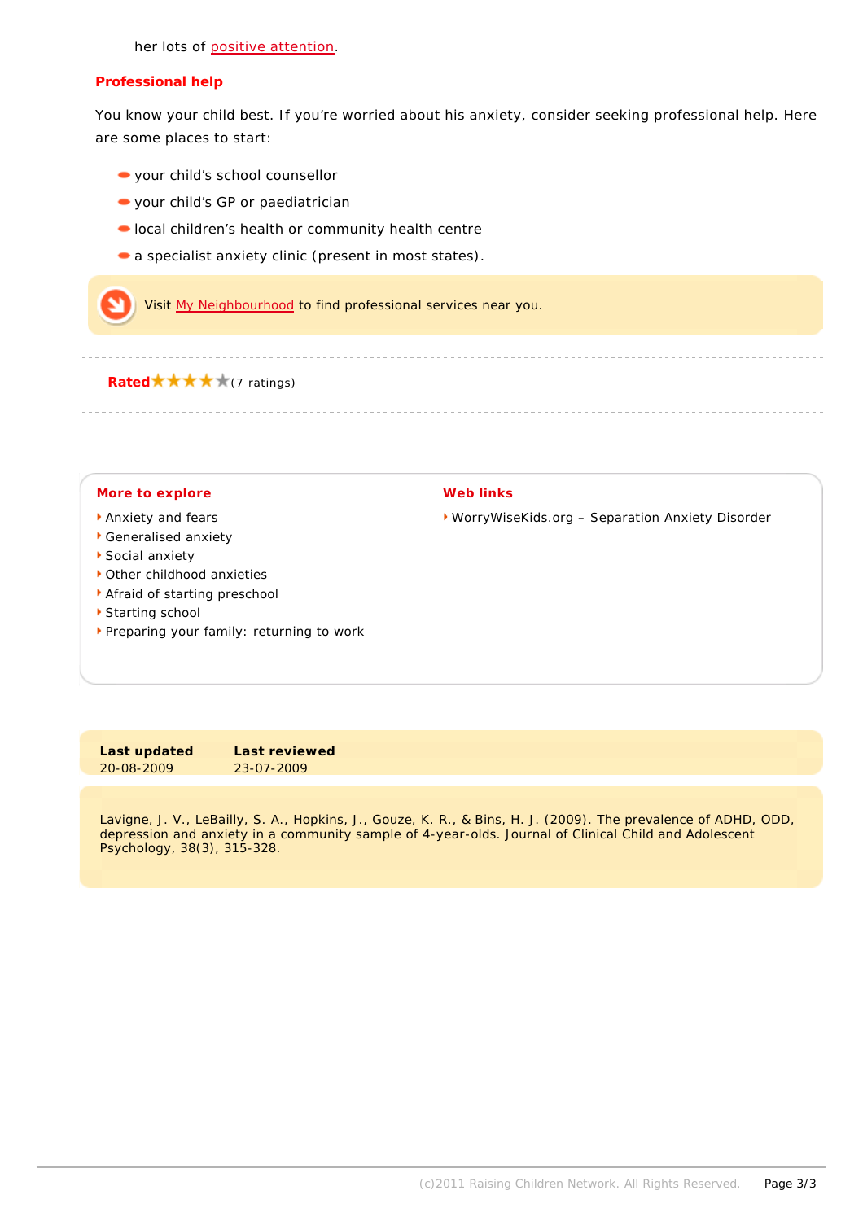her lots of positive attention.

## Professional help

You know your child best. If you're worried about his anxiety, consider seeking professional help. Here are some places to start:

- your child's school counsellor
- your child's GP or paediatrician
- local children's health or community health centre
- a specialist anxiety clinic (present in most states).

Visit My Neighbourhood to find professional services near you.

**Rated** ★★★★★ (7 ratings)

### More to explore

- Anxiety and fears
- Generalised anxiety
- Social anxiety
- Other childhood anxieties
- Afraid of starting preschool
- Starting school
- Preparing your family: returning to work

### Web links

- WorryWiseKids.org – Separation Anxiety Disorder

| Last updated | Last reviewed |
|---|---|
| 20-08-2009 | 23-07-2009 |

Lavigne, J. V., LeBailly, S. A., Hopkins, J., Gouze, K. R., & Bins, H. J. (2009). The prevalence of ADHD, ODD, depression and anxiety in a community sample of 4-year-olds. Journal of Clinical Child and Adolescent Psychology, 38(3), 315-328.

(c)2011 Raising Children Network. All Rights Reserved.